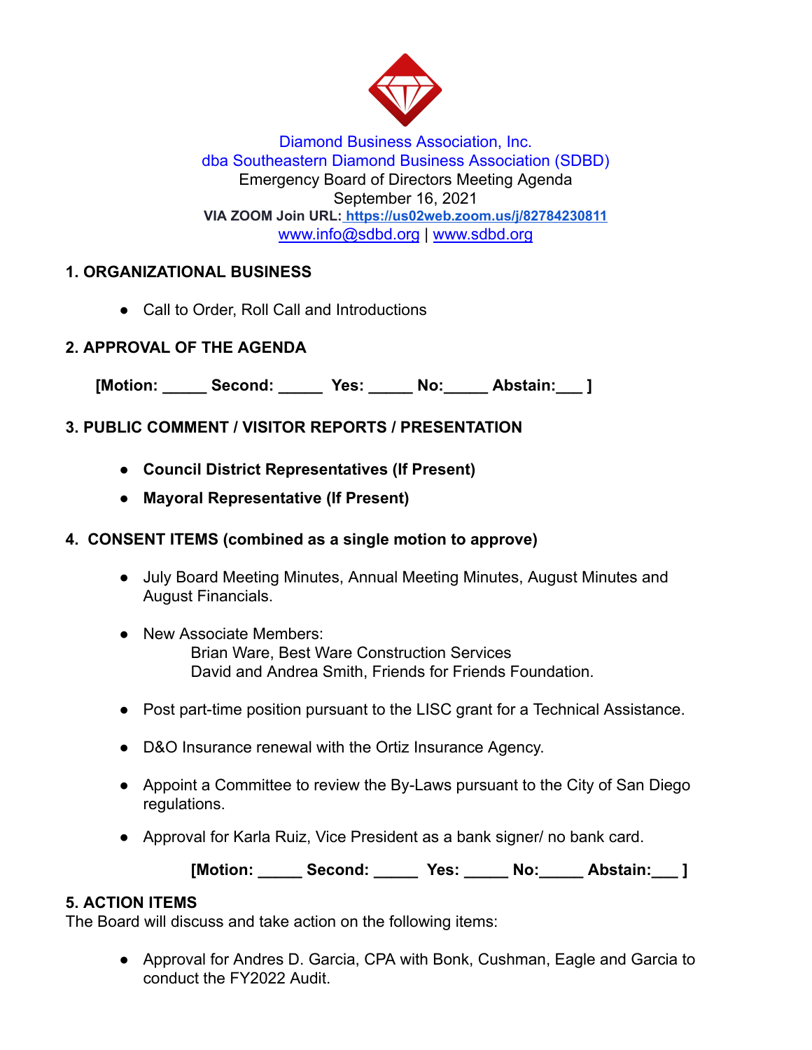Diamond Business Association, Inc.
dba Southeastern Diamond Business Association (SDBD)
Emergency Board of Directors Meeting Agenda
September 16, 2021
**VIA ZOOM Join URL: https://us02web.zoom.us/j/82784230811**
www.info@sdbd.org | www.sdbd.org

## 1. ORGANIZATIONAL BUSINESS

- Call to Order, Roll Call and Introductions

## 2. APPROVAL OF THE AGENDA

**[Motion: _____ Second: _____ Yes: _____ No:_____ Abstain:___ ]**

## 3. PUBLIC COMMENT / VISITOR REPORTS / PRESENTATION

- **Council District Representatives (If Present)**
- **Mayoral Representative (If Present)**

## 4. CONSENT ITEMS (combined as a single motion to approve)

- July Board Meeting Minutes, Annual Meeting Minutes, August Minutes and August Financials.
- New Associate Members:
  Brian Ware, Best Ware Construction Services
  David and Andrea Smith, Friends for Friends Foundation.
- Post part-time position pursuant to the LISC grant for a Technical Assistance.
- D&O Insurance renewal with the Ortiz Insurance Agency.
- Appoint a Committee to review the By-Laws pursuant to the City of San Diego regulations.
- Approval for Karla Ruiz, Vice President as a bank signer/ no bank card.

**[Motion: _____ Second: _____ Yes: _____ No:_____ Abstain:___ ]**

## 5. ACTION ITEMS

The Board will discuss and take action on the following items:

- Approval for Andres D. Garcia, CPA with Bonk, Cushman, Eagle and Garcia to conduct the FY2022 Audit.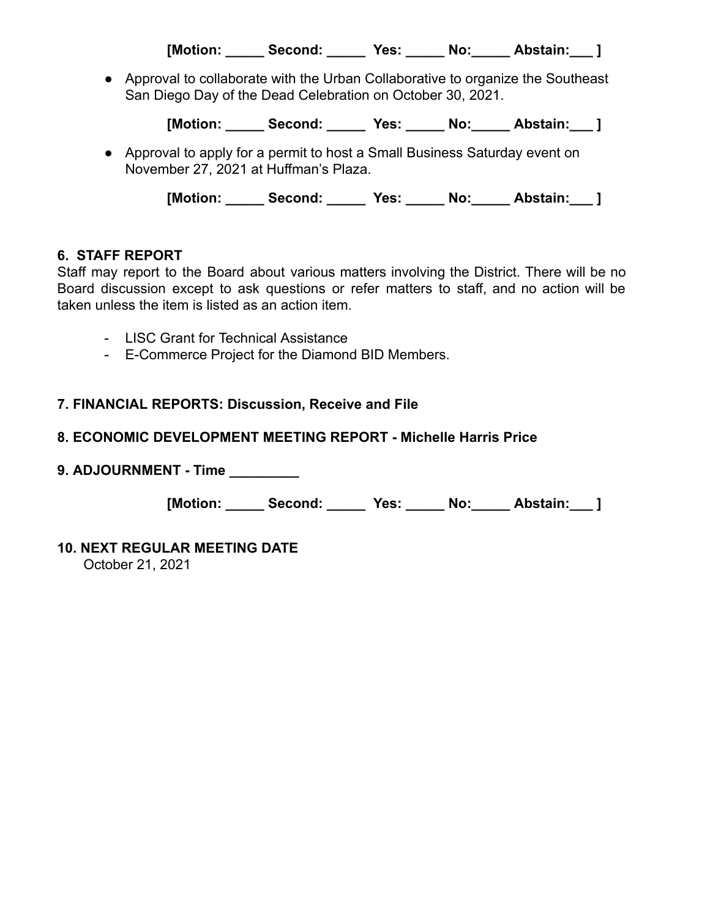**[Motion: _____ Second: _____ Yes: _____ No:_____ Abstain:___ ]**

- Approval to collaborate with the Urban Collaborative to organize the Southeast San Diego Day of the Dead Celebration on October 30, 2021.

**[Motion: _____ Second: _____ Yes: _____ No:_____ Abstain:___ ]**

- Approval to apply for a permit to host a Small Business Saturday event on November 27, 2021 at Huffman's Plaza.

**[Motion: _____ Second: _____ Yes: _____ No:_____ Abstain:___ ]**

**6. STAFF REPORT**

Staff may report to the Board about various matters involving the District. There will be no Board discussion except to ask questions or refer matters to staff, and no action will be taken unless the item is listed as an action item.

- LISC Grant for Technical Assistance
- E-Commerce Project for the Diamond BID Members.

**7. FINANCIAL REPORTS: Discussion, Receive and File**

**8. ECONOMIC DEVELOPMENT MEETING REPORT - Michelle Harris Price**

**9. ADJOURNMENT - Time _________**

**[Motion: _____ Second: _____ Yes: _____ No:_____ Abstain:___ ]**

**10. NEXT REGULAR MEETING DATE**

October 21, 2021